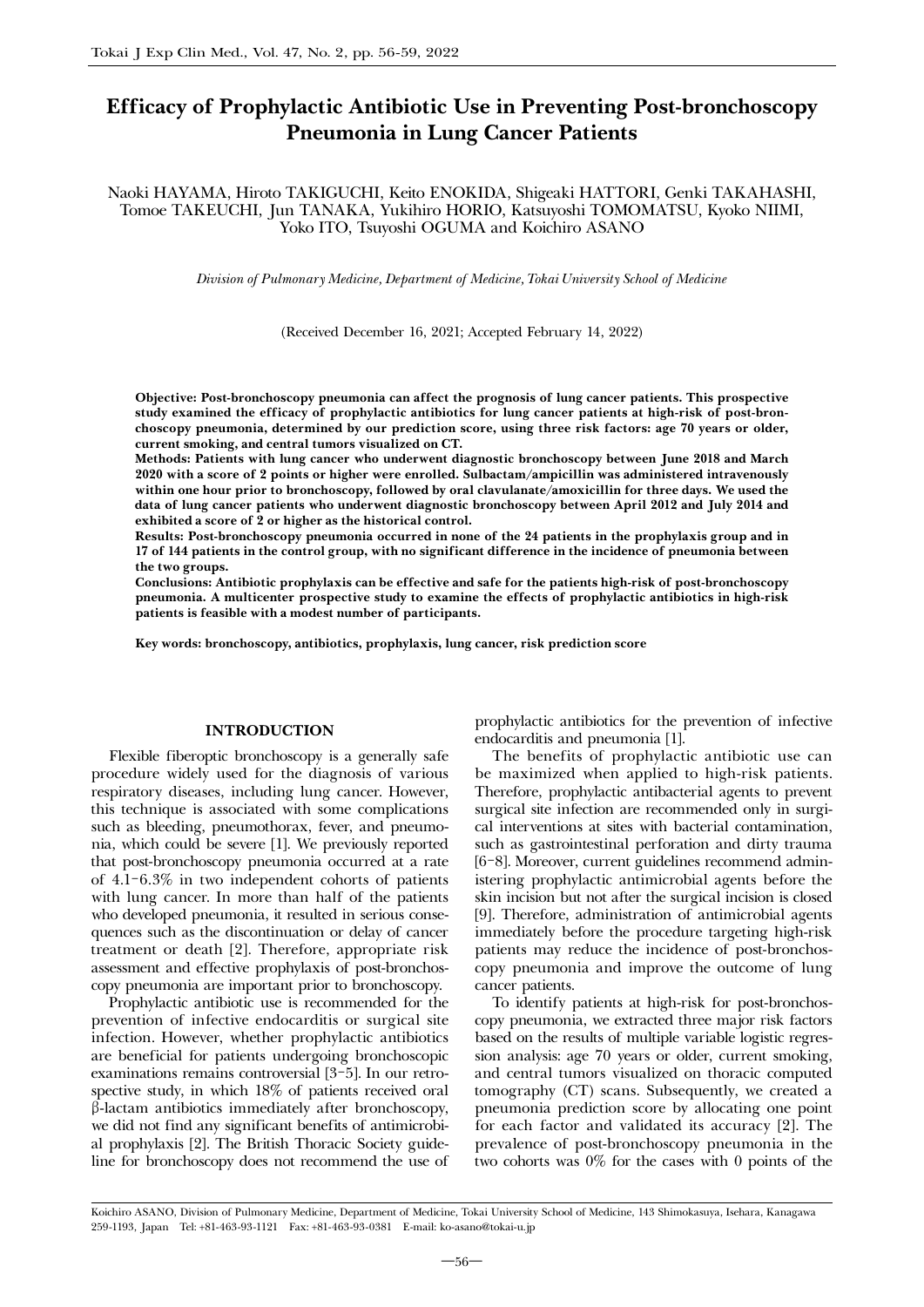# Efficacy of Prophylactic Antibiotic Use in Preventing Post-bronchoscopy Pneumonia in Lung Cancer Patients

Naoki HAYAMA, Hiroto TAKIGUCHI, Keito ENOKIDA, Shigeaki HATTORI, Genki TAKAHASHI, Tomoe TAKEUCHI, Jun TANAKA, Yukihiro HORIO, Katsuyoshi TOMOMATSU, Kyoko NIIMI, Yoko ITO, Tsuyoshi OGUMA and Koichiro ASANO

*Division of Pulmonary Medicine, Department of Medicine, Tokai University School of Medicine*

(Received December 16, 2021; Accepted February 14, 2022)

**Objective: Post-bronchoscopy pneumonia can affect the prognosis of lung cancer patients. This prospective study examined the efficacy of prophylactic antibiotics for lung cancer patients at high-risk of post-bronchoscopy pneumonia, determined by our prediction score, using three risk factors: age 70 years or older, current smoking, and central tumors visualized on CT.**

**Methods: Patients with lung cancer who underwent diagnostic bronchoscopy between June 2018 and March 2020 with a score of 2 points or higher were enrolled. Sulbactam/ampicillin was administered intravenously within one hour prior to bronchoscopy, followed by oral clavulanate/amoxicillin for three days. We used the data of lung cancer patients who underwent diagnostic bronchoscopy between April 2012 and July 2014 and exhibited a score of 2 or higher as the historical control.**

**Results: Post-bronchoscopy pneumonia occurred in none of the 24 patients in the prophylaxis group and in 17 of 144 patients in the control group, with no significant difference in the incidence of pneumonia between the two groups.**

**Conclusions: Antibiotic prophylaxis can be effective and safe for the patients high-risk of post-bronchoscopy pneumonia. A multicenter prospective study to examine the effects of prophylactic antibiotics in high-risk patients is feasible with a modest number of participants.**

**Key words: bronchoscopy, antibiotics, prophylaxis, lung cancer, risk prediction score**

## INTRODUCTION

Flexible fiberoptic bronchoscopy is a generally safe procedure widely used for the diagnosis of various respiratory diseases, including lung cancer. However, this technique is associated with some complications such as bleeding, pneumothorax, fever, and pneumonia, which could be severe [1]. We previously reported that post-bronchoscopy pneumonia occurred at a rate of 4.1–6.3% in two independent cohorts of patients with lung cancer. In more than half of the patients who developed pneumonia, it resulted in serious consequences such as the discontinuation or delay of cancer treatment or death [2]. Therefore, appropriate risk assessment and effective prophylaxis of post-bronchoscopy pneumonia are important prior to bronchoscopy.

Prophylactic antibiotic use is recommended for the prevention of infective endocarditis or surgical site infection. However, whether prophylactic antibiotics are beneficial for patients undergoing bronchoscopic examinations remains controversial [3–5]. In our retrospective study, in which 18% of patients received oral β-lactam antibiotics immediately after bronchoscopy, we did not find any significant benefits of antimicrobial prophylaxis [2]. The British Thoracic Society guideline for bronchoscopy does not recommend the use of prophylactic antibiotics for the prevention of infective endocarditis and pneumonia [1].

The benefits of prophylactic antibiotic use can be maximized when applied to high-risk patients. Therefore, prophylactic antibacterial agents to prevent surgical site infection are recommended only in surgical interventions at sites with bacterial contamination, such as gastrointestinal perforation and dirty trauma [6–8]. Moreover, current guidelines recommend administering prophylactic antimicrobial agents before the skin incision but not after the surgical incision is closed [9]. Therefore, administration of antimicrobial agents immediately before the procedure targeting high-risk patients may reduce the incidence of post-bronchoscopy pneumonia and improve the outcome of lung cancer patients.

To identify patients at high-risk for post-bronchoscopy pneumonia, we extracted three major risk factors based on the results of multiple variable logistic regression analysis: age 70 years or older, current smoking, and central tumors visualized on thoracic computed tomography (CT) scans. Subsequently, we created a pneumonia prediction score by allocating one point for each factor and validated its accuracy [2]. The prevalence of post-bronchoscopy pneumonia in the two cohorts was 0% for the cases with 0 points of the

Koichiro ASANO, Division of Pulmonary Medicine, Department of Medicine, Tokai University School of Medicine, 143 Shimokasuya, Isehara, Kanagawa 259-1193, Japan Tel: +81-463-93-1121 Fax: +81-463-93-0381 E-mail: ko-asano@tokai-u.jp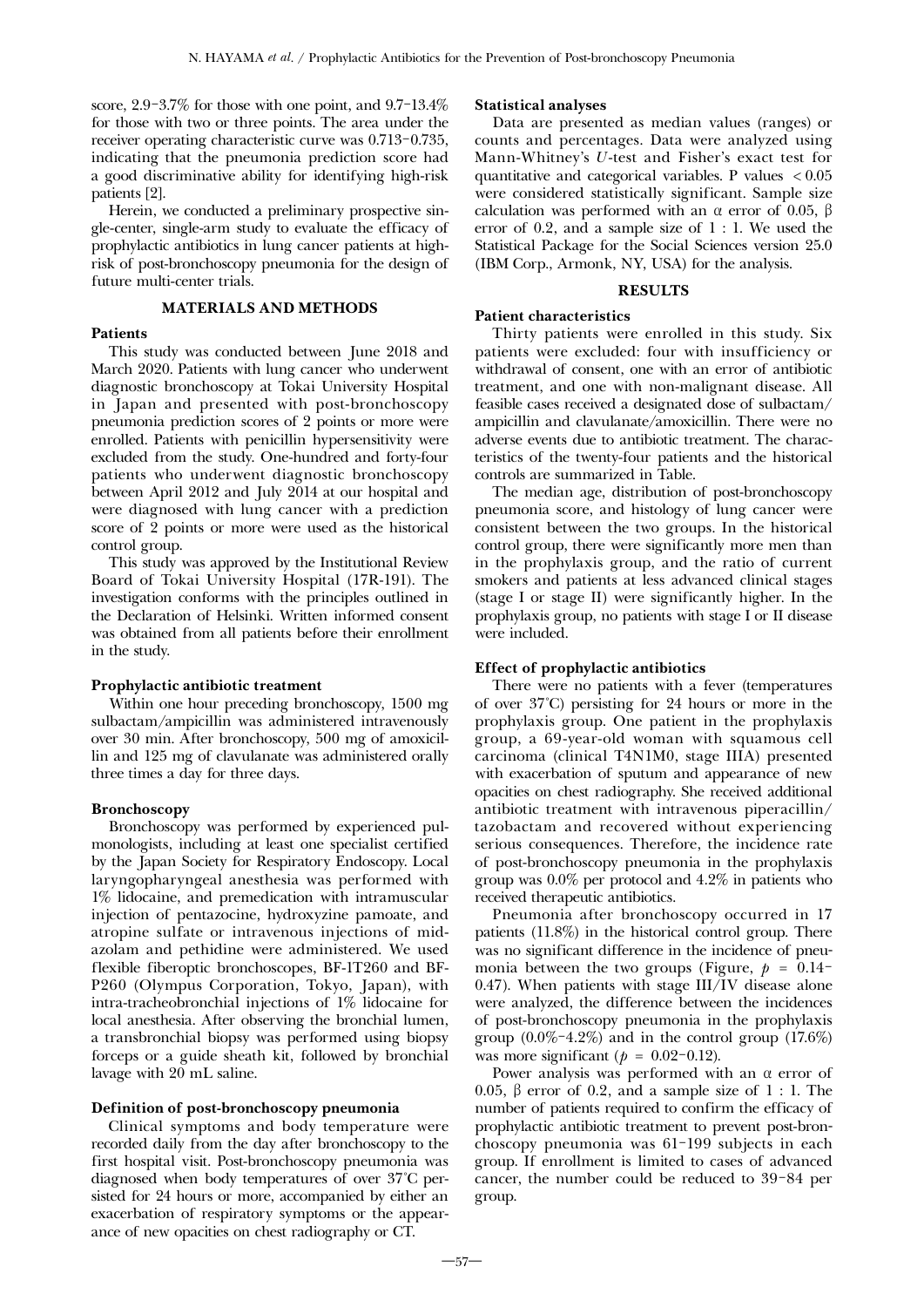score, 2.9–3.7% for those with one point, and 9.7–13.4% for those with two or three points. The area under the receiver operating characteristic curve was 0.713–0.735, indicating that the pneumonia prediction score had a good discriminative ability for identifying high-risk patients [2].

Herein, we conducted a preliminary prospective single-center, single-arm study to evaluate the efficacy of prophylactic antibiotics in lung cancer patients at high-risk of post-bronchoscopy pneumonia for the design of future multi-center trials.

## MATERIALS AND METHODS

### Patients

This study was conducted between June 2018 and March 2020. Patients with lung cancer who underwent diagnostic bronchoscopy at Tokai University Hospital in Japan and presented with post-bronchoscopy pneumonia prediction scores of 2 points or more were enrolled. Patients with penicillin hypersensitivity were excluded from the study. One-hundred and forty-four patients who underwent diagnostic bronchoscopy between April 2012 and July 2014 at our hospital and were diagnosed with lung cancer with a prediction score of 2 points or more were used as the historical control group.

This study was approved by the Institutional Review Board of Tokai University Hospital (17R-191). The investigation conforms with the principles outlined in the Declaration of Helsinki. Written informed consent was obtained from all patients before their enrollment in the study.

### Prophylactic antibiotic treatment

Within one hour preceding bronchoscopy, 1500 mg sulbactam/ampicillin was administered intravenously over 30 min. After bronchoscopy, 500 mg of amoxicillin and 125 mg of clavulanate was administered orally three times a day for three days.

### Bronchoscopy

Bronchoscopy was performed by experienced pulmonologists, including at least one specialist certified by the Japan Society for Respiratory Endoscopy. Local laryngopharyngeal anesthesia was performed with 1% lidocaine, and premedication with intramuscular injection of pentazocine, hydroxyzine pamoate, and atropine sulfate or intravenous injections of midazolam and pethidine were administered. We used flexible fiberoptic bronchoscopes, BF-1T260 and BF-P260 (Olympus Corporation, Tokyo, Japan), with intra-tracheobronchial injections of 1% lidocaine for local anesthesia. After observing the bronchial lumen, a transbronchial biopsy was performed using biopsy forceps or a guide sheath kit, followed by bronchial lavage with 20 mL saline.

### Definition of post-bronchoscopy pneumonia

Clinical symptoms and body temperature were recorded daily from the day after bronchoscopy to the first hospital visit. Post-bronchoscopy pneumonia was diagnosed when body temperatures of over 37°C persisted for 24 hours or more, accompanied by either an exacerbation of respiratory symptoms or the appearance of new opacities on chest radiography or CT.

### Statistical analyses

Data are presented as median values (ranges) or counts and percentages. Data were analyzed using Mann-Whitney's *U*-test and Fisher's exact test for quantitative and categorical variables. P values $< 0.05$ were considered statistically significant. Sample size calculation was performed with an $\alpha$ error of 0.05, $\beta$ error of 0.2, and a sample size of 1 : 1. We used the Statistical Package for the Social Sciences version 25.0 (IBM Corp., Armonk, NY, USA) for the analysis.

## RESULTS

### Patient characteristics

Thirty patients were enrolled in this study. Six patients were excluded: four with insufficiency or withdrawal of consent, one with an error of antibiotic treatment, and one with non-malignant disease. All feasible cases received a designated dose of sulbactam/ampicillin and clavulanate/amoxicillin. There were no adverse events due to antibiotic treatment. The characteristics of the twenty-four patients and the historical controls are summarized in Table.

The median age, distribution of post-bronchoscopy pneumonia score, and histology of lung cancer were consistent between the two groups. In the historical control group, there were significantly more men than in the prophylaxis group, and the ratio of current smokers and patients at less advanced clinical stages (stage I or stage II) were significantly higher. In the prophylaxis group, no patients with stage I or II disease were included.

### Effect of prophylactic antibiotics

There were no patients with a fever (temperatures of over 37°C) persisting for 24 hours or more in the prophylaxis group. One patient in the prophylaxis group, a 69-year-old woman with squamous cell carcinoma (clinical T4N1M0, stage IIIA) presented with exacerbation of sputum and appearance of new opacities on chest radiography. She received additional antibiotic treatment with intravenous piperacillin/tazobactam and recovered without experiencing serious consequences. Therefore, the incidence rate of post-bronchoscopy pneumonia in the prophylaxis group was 0.0% per protocol and 4.2% in patients who received therapeutic antibiotics.

Pneumonia after bronchoscopy occurred in 17 patients (11.8%) in the historical control group. There was no significant difference in the incidence of pneumonia between the two groups (Figure, $p$ = 0.14–0.47). When patients with stage III/IV disease alone were analyzed, the difference between the incidences of post-bronchoscopy pneumonia in the prophylaxis group (0.0%–4.2%) and in the control group (17.6%) was more significant ($p$ = 0.02–0.12).

Power analysis was performed with an $\alpha$ error of 0.05, $\beta$ error of 0.2, and a sample size of 1 : 1. The number of patients required to confirm the efficacy of prophylactic antibiotic treatment to prevent post-bronchoscopy pneumonia was 61–199 subjects in each group. If enrollment is limited to cases of advanced cancer, the number could be reduced to 39–84 per group.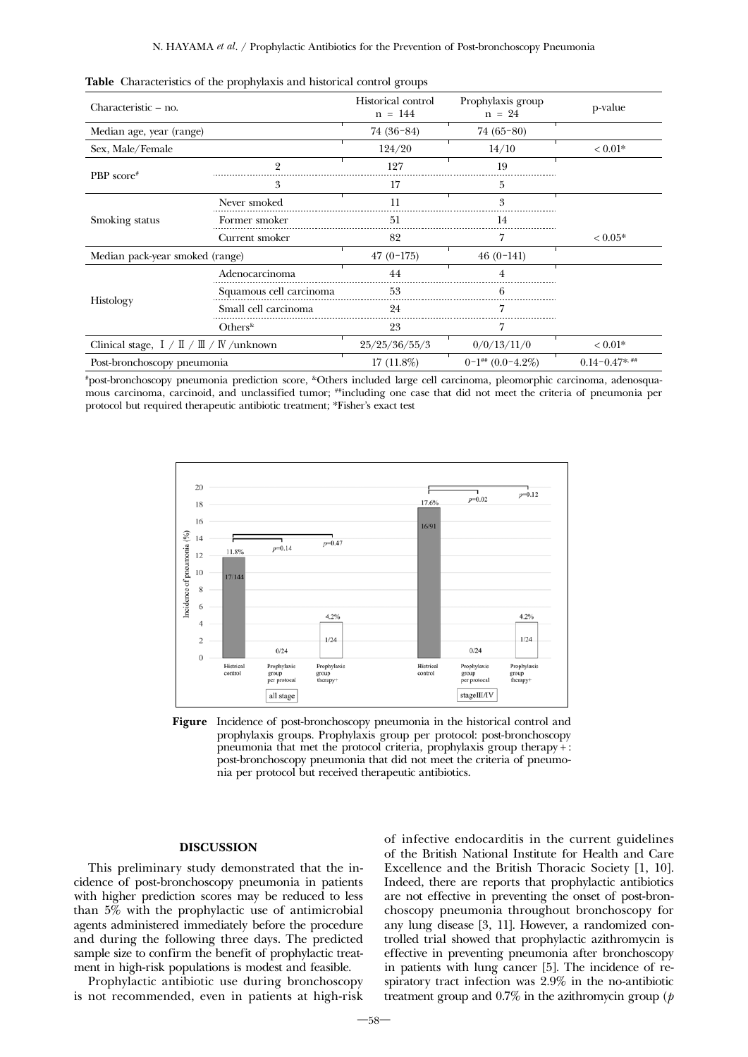**Table** Characteristics of the prophylaxis and historical control groups

| Characteristic – no. | | Historical control n = 144 | Prophylaxis group n = 24 | p-value |
|---|---|---|---|---|
| Median age, year (range) | | 74 (36–84) | 74 (65–80) | |
| Sex, Male/Female | | 124/20 | 14/10 | < 0.01* |
| PBP score[#] | 2 | 127 | 19 | |
| | 3 | 17 | 5 | |
| Smoking status | Never smoked | 11 | 3 | |
| | Former smoker | 51 | 14 | |
| | Current smoker | 82 | 7 | < 0.05* |
| Median pack-year smoked (range) | | 47 (0–175) | 46 (0–141) | |
| Histology | Adenocarcinoma | 44 | 4 | |
| | Squamous cell carcinoma | 53 | 6 | |
| | Small cell carcinoma | 24 | 7 | |
| | Others[&] | 23 | 7 | |
| Clinical stage, Ⅰ / Ⅱ / Ⅲ / Ⅳ /unknown | | 25/25/36/55/3 | 0/0/13/11/0 | < 0.01* |
| Post-bronchoscopy pneumonia | | 17 (11.8%) | 0–1[##] (0.0–4.2%) | 0.14–0.47*,[##] |

[#]post-bronchoscopy pneumonia prediction score, [&]Others included large cell carcinoma, pleomorphic carcinoma, adenosquamous carcinoma, carcinoid, and unclassified tumor; [##]including one case that did not meet the criteria of pneumonia per protocol but required therapeutic antibiotic treatment; *Fisher's exact test

**Figure** Incidence of post-bronchoscopy pneumonia in the historical control and prophylaxis groups. Prophylaxis group per protocol: post-bronchoscopy pneumonia that met the protocol criteria, prophylaxis group therapy+: post-bronchoscopy pneumonia that did not meet the criteria of pneumonia per protocol but received therapeutic antibiotics.

## DISCUSSION

This preliminary study demonstrated that the incidence of post-bronchoscopy pneumonia in patients with higher prediction scores may be reduced to less than 5% with the prophylactic use of antimicrobial agents administered immediately before the procedure and during the following three days. The predicted sample size to confirm the benefit of prophylactic treatment in high-risk populations is modest and feasible.

Prophylactic antibiotic use during bronchoscopy is not recommended, even in patients at high-risk of infective endocarditis in the current guidelines of the British National Institute for Health and Care Excellence and the British Thoracic Society [1, 10]. Indeed, there are reports that prophylactic antibiotics are not effective in preventing the onset of post-bronchoscopy pneumonia throughout bronchoscopy for any lung disease [3, 11]. However, a randomized controlled trial showed that prophylactic azithromycin is effective in preventing pneumonia after bronchoscopy in patients with lung cancer [5]. The incidence of respiratory tract infection was 2.9% in the no-antibiotic treatment group and 0.7% in the azithromycin group (*p*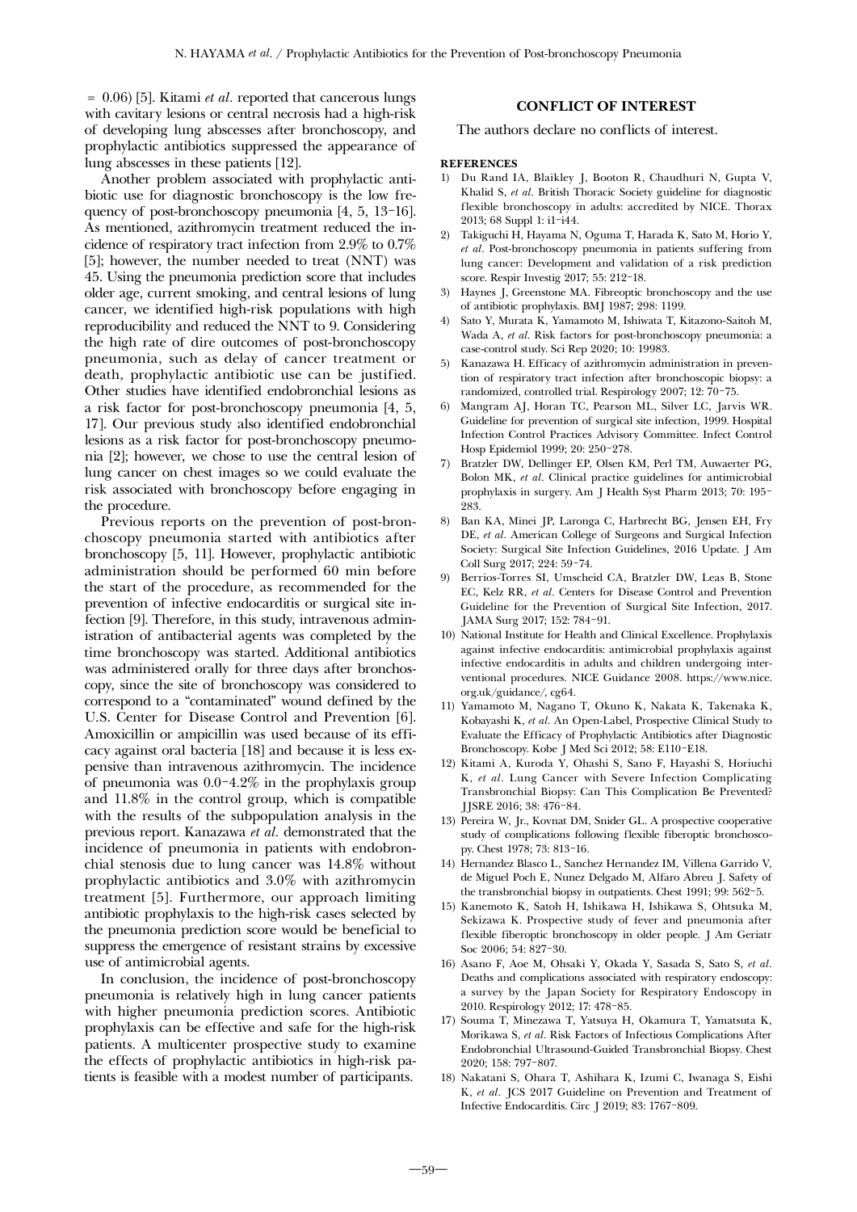= 0.06) [5]. Kitami *et al.* reported that cancerous lungs with cavitary lesions or central necrosis had a high-risk of developing lung abscesses after bronchoscopy, and prophylactic antibiotics suppressed the appearance of lung abscesses in these patients [12].

Another problem associated with prophylactic antibiotic use for diagnostic bronchoscopy is the low frequency of post-bronchoscopy pneumonia [4, 5, 13–16]. As mentioned, azithromycin treatment reduced the incidence of respiratory tract infection from 2.9% to 0.7% [5]; however, the number needed to treat (NNT) was 45. Using the pneumonia prediction score that includes older age, current smoking, and central lesions of lung cancer, we identified high-risk populations with high reproducibility and reduced the NNT to 9. Considering the high rate of dire outcomes of post-bronchoscopy pneumonia, such as delay of cancer treatment or death, prophylactic antibiotic use can be justified. Other studies have identified endobronchial lesions as a risk factor for post-bronchoscopy pneumonia [4, 5, 17]. Our previous study also identified endobronchial lesions as a risk factor for post-bronchoscopy pneumonia [2]; however, we chose to use the central lesion of lung cancer on chest images so we could evaluate the risk associated with bronchoscopy before engaging in the procedure.

Previous reports on the prevention of post-bronchoscopy pneumonia started with antibiotics after bronchoscopy [5, 11]. However, prophylactic antibiotic administration should be performed 60 min before the start of the procedure, as recommended for the prevention of infective endocarditis or surgical site infection [9]. Therefore, in this study, intravenous administration of antibacterial agents was completed by the time bronchoscopy was started. Additional antibiotics was administered orally for three days after bronchoscopy, since the site of bronchoscopy was considered to correspond to a "contaminated" wound defined by the U.S. Center for Disease Control and Prevention [6]. Amoxicillin or ampicillin was used because of its efficacy against oral bacteria [18] and because it is less expensive than intravenous azithromycin. The incidence of pneumonia was 0.0–4.2% in the prophylaxis group and 11.8% in the control group, which is compatible with the results of the subpopulation analysis in the previous report. Kanazawa *et al.* demonstrated that the incidence of pneumonia in patients with endobronchial stenosis due to lung cancer was 14.8% without prophylactic antibiotics and 3.0% with azithromycin treatment [5]. Furthermore, our approach limiting antibiotic prophylaxis to the high-risk cases selected by the pneumonia prediction score would be beneficial to suppress the emergence of resistant strains by excessive use of antimicrobial agents.

In conclusion, the incidence of post-bronchoscopy pneumonia is relatively high in lung cancer patients with higher pneumonia prediction scores. Antibiotic prophylaxis can be effective and safe for the high-risk patients. A multicenter prospective study to examine the effects of prophylactic antibiotics in high-risk patients is feasible with a modest number of participants.

## CONFLICT OF INTEREST

The authors declare no conflicts of interest.

## REFERENCES

1) Du Rand IA, Blaikley J, Booton R, Chaudhuri N, Gupta V, Khalid S, *et al.* British Thoracic Society guideline for diagnostic flexible bronchoscopy in adults: accredited by NICE. Thorax 2013; 68 Suppl 1: i1–i44.
2) Takiguchi H, Hayama N, Oguma T, Harada K, Sato M, Horio Y, *et al.* Post-bronchoscopy pneumonia in patients suffering from lung cancer: Development and validation of a risk prediction score. Respir Investig 2017; 55: 212–18.
3) Haynes J, Greenstone MA. Fibreoptic bronchoscopy and the use of antibiotic prophylaxis. BMJ 1987; 298: 1199.
4) Sato Y, Murata K, Yamamoto M, Ishiwata T, Kitazono-Saitoh M, Wada A, *et al.* Risk factors for post-bronchoscopy pneumonia: a case-control study. Sci Rep 2020; 10: 19983.
5) Kanazawa H. Efficacy of azithromycin administration in prevention of respiratory tract infection after bronchoscopic biopsy: a randomized, controlled trial. Respirology 2007; 12: 70–75.
6) Mangram AJ, Horan TC, Pearson ML, Silver LC, Jarvis WR. Guideline for prevention of surgical site infection, 1999. Hospital Infection Control Practices Advisory Committee. Infect Control Hosp Epidemiol 1999; 20: 250–278.
7) Bratzler DW, Dellinger EP, Olsen KM, Perl TM, Auwaerter PG, Bolon MK, *et al.* Clinical practice guidelines for antimicrobial prophylaxis in surgery. Am J Health Syst Pharm 2013; 70: 195–283.
8) Ban KA, Minei JP, Laronga C, Harbrecht BG, Jensen EH, Fry DE, *et al.* American College of Surgeons and Surgical Infection Society: Surgical Site Infection Guidelines, 2016 Update. J Am Coll Surg 2017; 224: 59–74.
9) Berrios-Torres SI, Umscheid CA, Bratzler DW, Leas B, Stone EC, Kelz RR, *et al.* Centers for Disease Control and Prevention Guideline for the Prevention of Surgical Site Infection, 2017. JAMA Surg 2017; 152: 784–91.
10) National Institute for Health and Clinical Excellence. Prophylaxis against infective endocarditis: antimicrobial prophylaxis against infective endocarditis in adults and children undergoing interventional procedures. NICE Guidance 2008. https://www.nice.org.uk/guidance/, cg64.
11) Yamamoto M, Nagano T, Okuno K, Nakata K, Takenaka K, Kobayashi K, *et al.* An Open-Label, Prospective Clinical Study to Evaluate the Efficacy of Prophylactic Antibiotics after Diagnostic Bronchoscopy. Kobe J Med Sci 2012; 58: E110–E18.
12) Kitami A, Kuroda Y, Ohashi S, Sano F, Hayashi S, Horiuchi K, *et al.* Lung Cancer with Severe Infection Complicating Transbronchial Biopsy: Can This Complication Be Prevented? JJSRE 2016; 38: 476–84.
13) Pereira W, Jr., Kovnat DM, Snider GL. A prospective cooperative study of complications following flexible fiberoptic bronchoscopy. Chest 1978; 73: 813–16.
14) Hernandez Blasco L, Sanchez Hernandez IM, Villena Garrido V, de Miguel Poch E, Nunez Delgado M, Alfaro Abreu J. Safety of the transbronchial biopsy in outpatients. Chest 1991; 99: 562–5.
15) Kanemoto K, Satoh H, Ishikawa H, Ishikawa S, Ohtsuka M, Sekizawa K. Prospective study of fever and pneumonia after flexible fiberoptic bronchoscopy in older people. J Am Geriatr Soc 2006; 54: 827–30.
16) Asano F, Aoe M, Ohsaki Y, Okada Y, Sasada S, Sato S, *et al.* Deaths and complications associated with respiratory endoscopy: a survey by the Japan Society for Respiratory Endoscopy in 2010. Respirology 2012; 17: 478–85.
17) Souma T, Minezawa T, Yatsuya H, Okamura T, Yamatsuta K, Morikawa S, *et al.* Risk Factors of Infectious Complications After Endobronchial Ultrasound-Guided Transbronchial Biopsy. Chest 2020; 158: 797–807.
18) Nakatani S, Ohara T, Ashihara K, Izumi C, Iwanaga S, Eishi K, *et al.* JCS 2017 Guideline on Prevention and Treatment of Infective Endocarditis. Circ J 2019; 83: 1767–809.